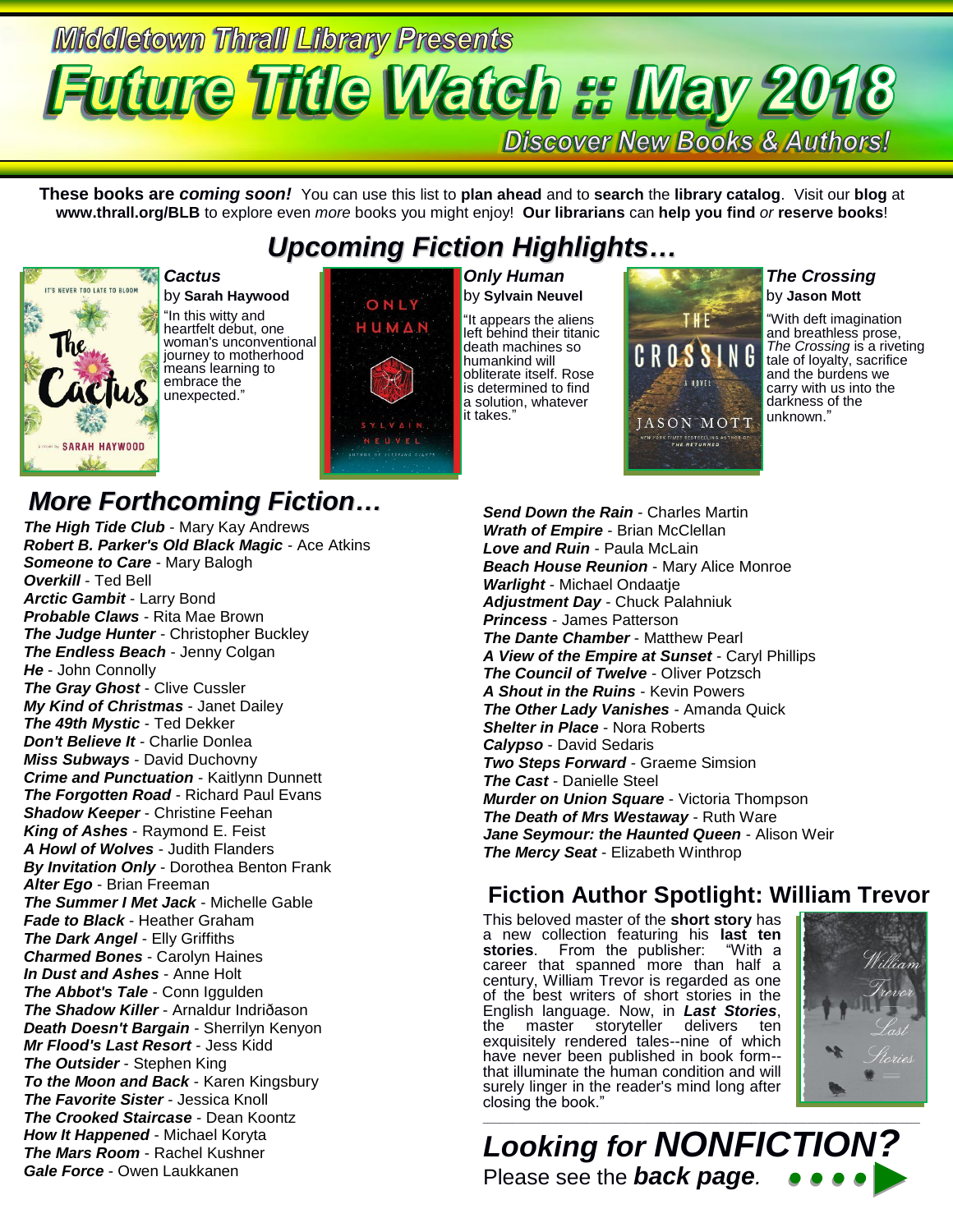# Middletown Thrall Library Presents

# Future Title Watch :: May 2018

**Discover New Books & Authors!**

**These books are *coming soon!*** You can use this list to **plan ahead** and to **search** the **library catalog**. Visit our **blog** at **www.thrall.org/BLB** to explore even *more* books you might enjoy! **Our librarians** can **help you find** *or* **reserve books**!

## *Upcoming Fiction Highlights…*

***Cactus***
by **Sarah Haywood**
"In this witty and heartfelt debut, one woman's unconventional journey to motherhood means learning to embrace the unexpected."

***Only Human***
by **Sylvain Neuvel**
"It appears the aliens left behind their titanic death machines so humankind will obliterate itself. Rose is determined to find a solution, whatever it takes."

***The Crossing***
by **Jason Mott**
"With deft imagination and breathless prose, *The Crossing* is a riveting tale of loyalty, sacrifice and the burdens we carry with us into the darkness of the unknown."

## *More Forthcoming Fiction…*

***The High Tide Club*** - Mary Kay Andrews
***Robert B. Parker's Old Black Magic*** - Ace Atkins
***Someone to Care*** - Mary Balogh
***Overkill*** - Ted Bell
***Arctic Gambit*** - Larry Bond
***Probable Claws*** - Rita Mae Brown
***The Judge Hunter*** - Christopher Buckley
***The Endless Beach*** - Jenny Colgan
***He*** - John Connolly
***The Gray Ghost*** - Clive Cussler
***My Kind of Christmas*** - Janet Dailey
***The 49th Mystic*** - Ted Dekker
***Don't Believe It*** - Charlie Donlea
***Miss Subways*** - David Duchovny
***Crime and Punctuation*** - Kaitlynn Dunnett
***The Forgotten Road*** - Richard Paul Evans
***Shadow Keeper*** - Christine Feehan
***King of Ashes*** - Raymond E. Feist
***A Howl of Wolves*** - Judith Flanders
***By Invitation Only*** - Dorothea Benton Frank
***Alter Ego*** - Brian Freeman
***The Summer I Met Jack*** - Michelle Gable
***Fade to Black*** - Heather Graham
***The Dark Angel*** - Elly Griffiths
***Charmed Bones*** - Carolyn Haines
***In Dust and Ashes*** - Anne Holt
***The Abbot's Tale*** - Conn Iggulden
***The Shadow Killer*** - Arnaldur Indriðason
***Death Doesn't Bargain*** - Sherrilyn Kenyon
***Mr Flood's Last Resort*** - Jess Kidd
***The Outsider*** - Stephen King
***To the Moon and Back*** - Karen Kingsbury
***The Favorite Sister*** - Jessica Knoll
***The Crooked Staircase*** - Dean Koontz
***How It Happened*** - Michael Koryta
***The Mars Room*** - Rachel Kushner
***Gale Force*** - Owen Laukkanen
***Send Down the Rain*** - Charles Martin
***Wrath of Empire*** - Brian McClellan
***Love and Ruin*** - Paula McLain
***Beach House Reunion*** - Mary Alice Monroe
***Warlight*** - Michael Ondaatje
***Adjustment Day*** - Chuck Palahniuk
***Princess*** - James Patterson
***The Dante Chamber*** - Matthew Pearl
***A View of the Empire at Sunset*** - Caryl Phillips
***The Council of Twelve*** - Oliver Potzsch
***A Shout in the Ruins*** - Kevin Powers
***The Other Lady Vanishes*** - Amanda Quick
***Shelter in Place*** - Nora Roberts
***Calypso*** - David Sedaris
***Two Steps Forward*** - Graeme Simsion
***The Cast*** - Danielle Steel
***Murder on Union Square*** - Victoria Thompson
***The Death of Mrs Westaway*** - Ruth Ware
***Jane Seymour: the Haunted Queen*** - Alison Weir
***The Mercy Seat*** - Elizabeth Winthrop

## Fiction Author Spotlight: William Trevor

This beloved master of the **short story** has a new collection featuring his **last ten stories**. From the publisher: "With a career that spanned more than half a century, William Trevor is regarded as one of the best writers of short stories in the English language. Now, in ***Last Stories***, the master storyteller delivers ten exquisitely rendered tales--nine of which have never been published in book form--that illuminate the human condition and will surely linger in the reader's mind long after closing the book."

## *Looking for **NONFICTION?***

Please see the ***back page***.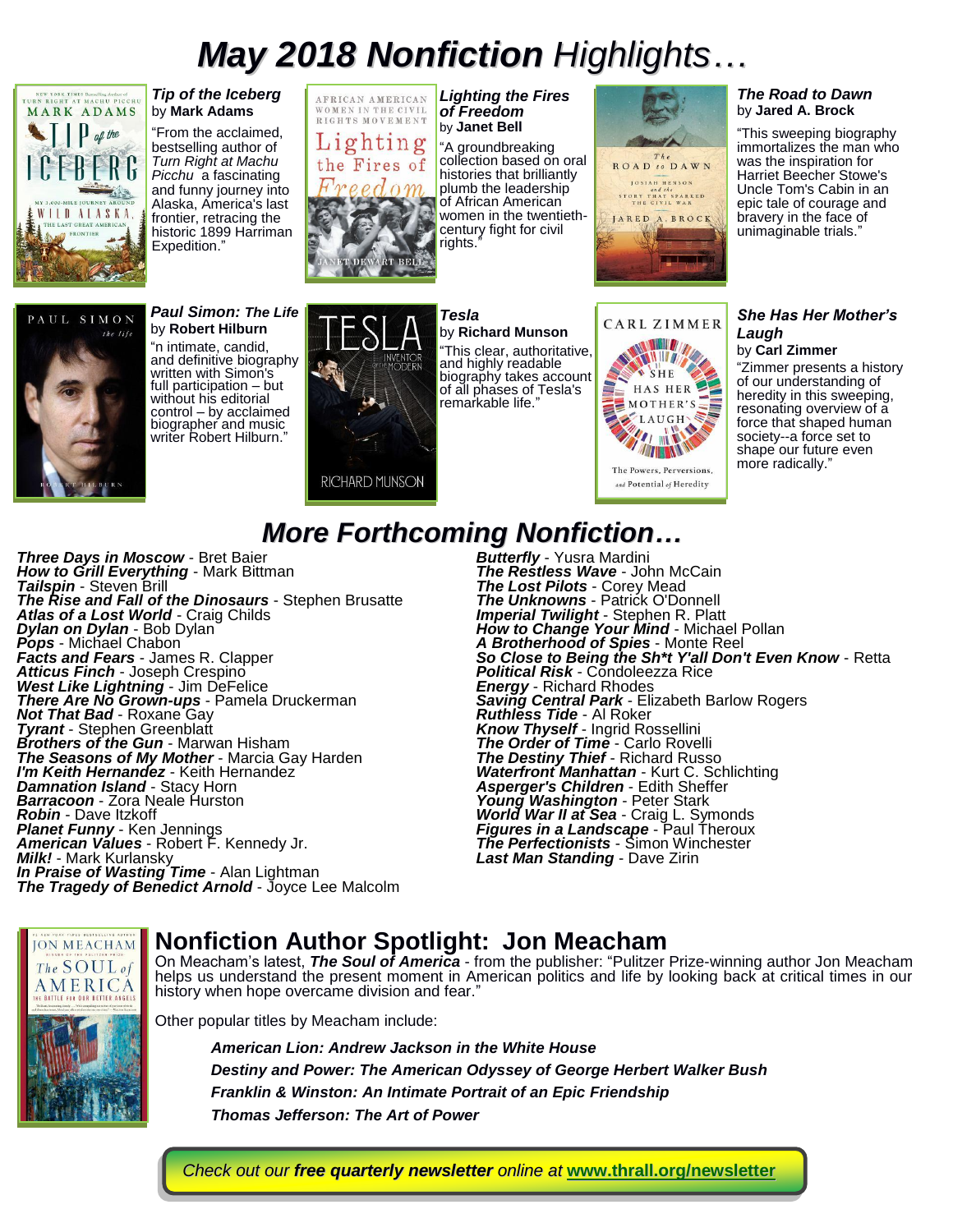# *May 2018 Nonfiction Highlights…*

***Tip of the Iceberg***
by **Mark Adams**
"From the acclaimed, bestselling author of *Turn Right at Machu Picchu* a fascinating and funny journey into Alaska, America's last frontier, retracing the historic 1899 Harriman Expedition."

***Lighting the Fires of Freedom***
by **Janet Bell**
"A groundbreaking collection based on oral histories that brilliantly plumb the leadership of African American women in the twentieth-century fight for civil rights."

***The Road to Dawn***
by **Jared A. Brock**
"This sweeping biography immortalizes the man who was the inspiration for Harriet Beecher Stowe's Uncle Tom's Cabin in an epic tale of courage and bravery in the face of unimaginable trials."

***Paul Simon: The Life***
by **Robert Hilburn**
"n intimate, candid, and definitive biography written with Simon's full participation – but without his editorial control – by acclaimed biographer and music writer Robert Hilburn."

***Tesla***
by **Richard Munson**
"This clear, authoritative, and highly readable biography takes account of all phases of Tesla's remarkable life."

***She Has Her Mother's Laugh***
by **Carl Zimmer**
"Zimmer presents a history of our understanding of heredity in this sweeping, resonating overview of a force that shaped human society--a force set to shape our future even more radically."

## *More Forthcoming Nonfiction…*

***Three Days in Moscow*** - Bret Baier
***How to Grill Everything*** - Mark Bittman
***Tailspin*** - Steven Brill
***The Rise and Fall of the Dinosaurs*** - Stephen Brusatte
***Atlas of a Lost World*** - Craig Childs
***Dylan on Dylan*** - Bob Dylan
***Pops*** - Michael Chabon
***Facts and Fears*** - James R. Clapper
***Atticus Finch*** - Joseph Crespino
***West Like Lightning*** - Jim DeFelice
***There Are No Grown-ups*** - Pamela Druckerman
***Not That Bad*** - Roxane Gay
***Tyrant*** - Stephen Greenblatt
***Brothers of the Gun*** - Marwan Hisham
***The Seasons of My Mother*** - Marcia Gay Harden
***I'm Keith Hernandez*** - Keith Hernandez
***Damnation Island*** - Stacy Horn
***Barracoon*** - Zora Neale Hurston
***Robin*** - Dave Itzkoff
***Planet Funny*** - Ken Jennings
***American Values*** - Robert F. Kennedy Jr.
***Milk!*** - Mark Kurlansky
***In Praise of Wasting Time*** - Alan Lightman
***The Tragedy of Benedict Arnold*** - Joyce Lee Malcolm
***Butterfly*** - Yusra Mardini
***The Restless Wave*** - John McCain
***The Lost Pilots*** - Corey Mead
***The Unknowns*** - Patrick O'Donnell
***Imperial Twilight*** - Stephen R. Platt
***How to Change Your Mind*** - Michael Pollan
***A Brotherhood of Spies*** - Monte Reel
***So Close to Being the Sh*t Y'all Don't Even Know*** - Retta
***Political Risk*** - Condoleezza Rice
***Energy*** - Richard Rhodes
***Saving Central Park*** - Elizabeth Barlow Rogers
***Ruthless Tide*** - Al Roker
***Know Thyself*** - Ingrid Rossellini
***The Order of Time*** - Carlo Rovelli
***The Destiny Thief*** - Richard Russo
***Waterfront Manhattan*** - Kurt C. Schlichting
***Asperger's Children*** - Edith Sheffer
***Young Washington*** - Peter Stark
***World War II at Sea*** - Craig L. Symonds
***Figures in a Landscape*** - Paul Theroux
***The Perfectionists*** - Simon Winchester
***Last Man Standing*** - Dave Zirin

## Nonfiction Author Spotlight: Jon Meacham

On Meacham's latest, ***The Soul of America*** - from the publisher: "Pulitzer Prize-winning author Jon Meacham helps us understand the present moment in American politics and life by looking back at critical times in our history when hope overcame division and fear."

Other popular titles by Meacham include:

***American Lion: Andrew Jackson in the White House***
***Destiny and Power: The American Odyssey of George Herbert Walker Bush***
***Franklin & Winston: An Intimate Portrait of an Epic Friendship***
***Thomas Jefferson: The Art of Power***

*Check out our **free quarterly newsletter** online at* **www.thrall.org/newsletter**